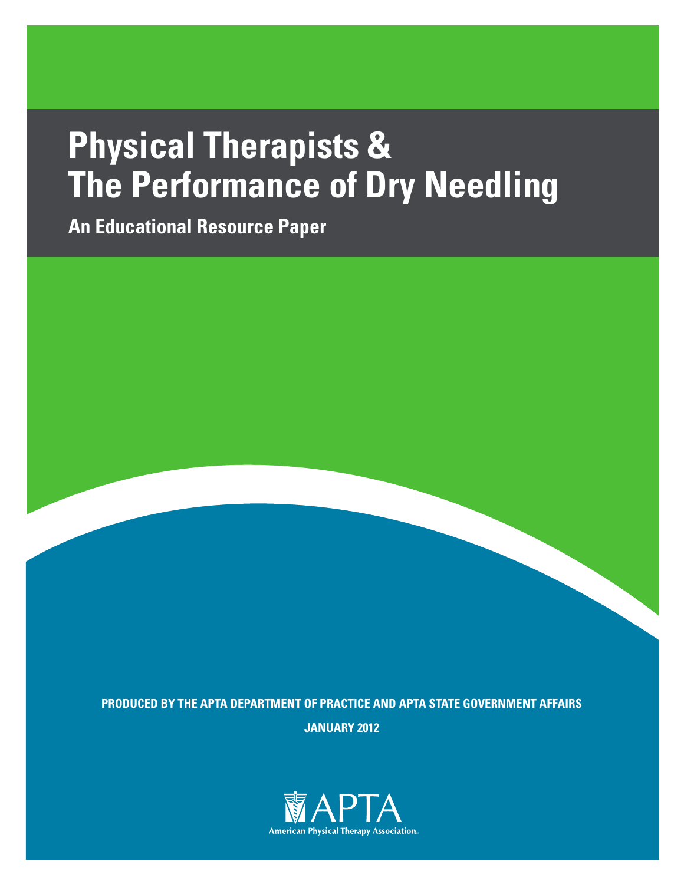# Physical Therapists & The Performance of Dry Needling

## An Educational Resource Paper

**PRODUCED BY THE APTA DEPARTMENT OF PRACTICE AND APTA STATE GOVERNMENT AFFAIRS**

**JANUARY 2012**

APTA

American Physical Therapy Association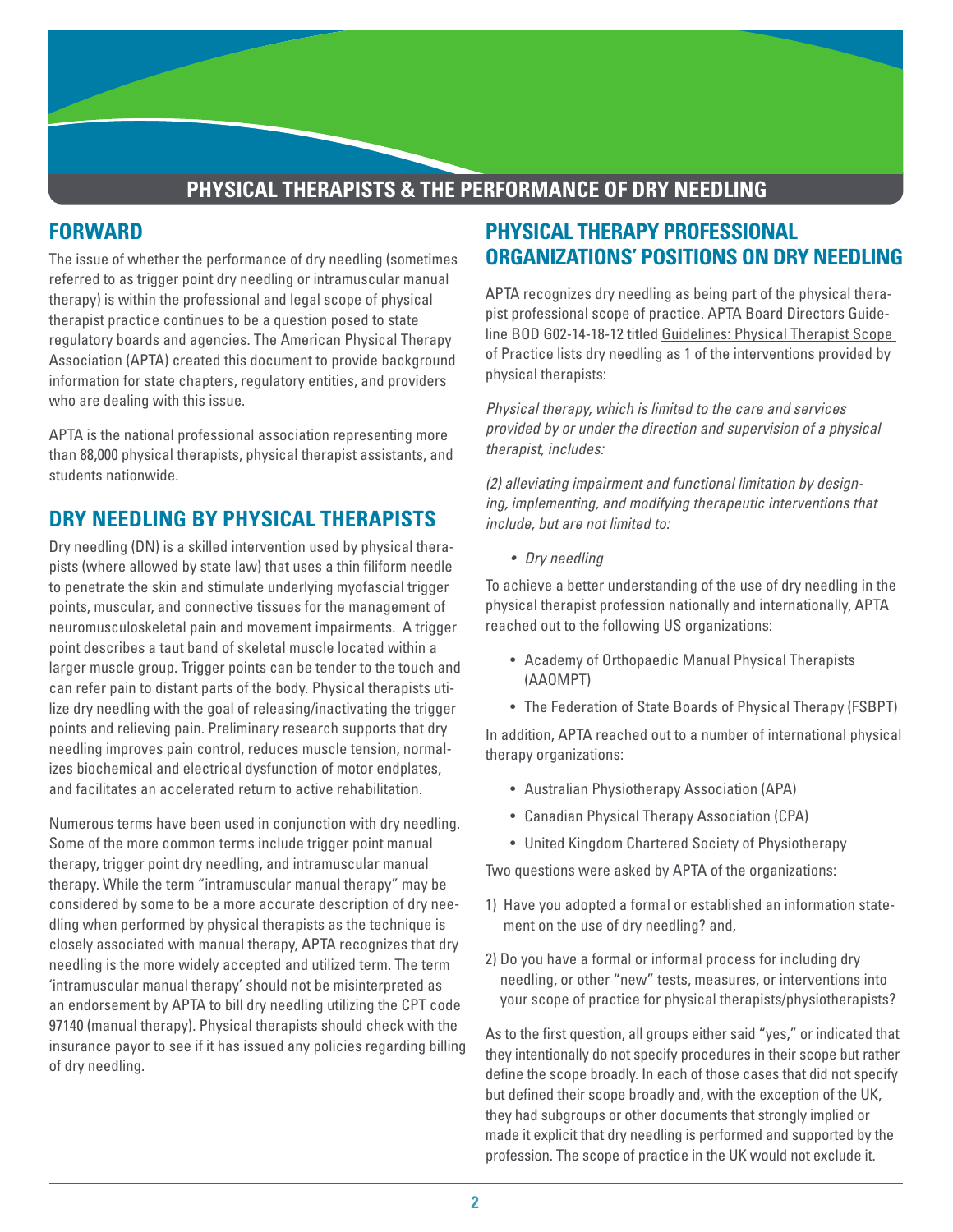# PHYSICAL THERAPISTS & THE PERFORMANCE OF DRY NEEDLING

## FORWARD

The issue of whether the performance of dry needling (sometimes referred to as trigger point dry needling or intramuscular manual therapy) is within the professional and legal scope of physical therapist practice continues to be a question posed to state regulatory boards and agencies. The American Physical Therapy Association (APTA) created this document to provide background information for state chapters, regulatory entities, and providers who are dealing with this issue.

APTA is the national professional association representing more than 88,000 physical therapists, physical therapist assistants, and students nationwide.

## DRY NEEDLING BY PHYSICAL THERAPISTS

Dry needling (DN) is a skilled intervention used by physical therapists (where allowed by state law) that uses a thin filiform needle to penetrate the skin and stimulate underlying myofascial trigger points, muscular, and connective tissues for the management of neuromusculoskeletal pain and movement impairments. A trigger point describes a taut band of skeletal muscle located within a larger muscle group. Trigger points can be tender to the touch and can refer pain to distant parts of the body. Physical therapists utilize dry needling with the goal of releasing/inactivating the trigger points and relieving pain. Preliminary research supports that dry needling improves pain control, reduces muscle tension, normalizes biochemical and electrical dysfunction of motor endplates, and facilitates an accelerated return to active rehabilitation.

Numerous terms have been used in conjunction with dry needling. Some of the more common terms include trigger point manual therapy, trigger point dry needling, and intramuscular manual therapy. While the term "intramuscular manual therapy" may be considered by some to be a more accurate description of dry needling when performed by physical therapists as the technique is closely associated with manual therapy, APTA recognizes that dry needling is the more widely accepted and utilized term. The term 'intramuscular manual therapy' should not be misinterpreted as an endorsement by APTA to bill dry needling utilizing the CPT code 97140 (manual therapy). Physical therapists should check with the insurance payor to see if it has issued any policies regarding billing of dry needling.

## PHYSICAL THERAPY PROFESSIONAL ORGANIZATIONS' POSITIONS ON DRY NEEDLING

APTA recognizes dry needling as being part of the physical therapist professional scope of practice. APTA Board Directors Guideline BOD G02-14-18-12 titled Guidelines: Physical Therapist Scope of Practice lists dry needling as 1 of the interventions provided by physical therapists:

*Physical therapy, which is limited to the care and services provided by or under the direction and supervision of a physical therapist, includes:*

*(2) alleviating impairment and functional limitation by designing, implementing, and modifying therapeutic interventions that include, but are not limited to:*

- *Dry needling*

To achieve a better understanding of the use of dry needling in the physical therapist profession nationally and internationally, APTA reached out to the following US organizations:

- Academy of Orthopaedic Manual Physical Therapists (AAOMPT)
- The Federation of State Boards of Physical Therapy (FSBPT)

In addition, APTA reached out to a number of international physical therapy organizations:

- Australian Physiotherapy Association (APA)
- Canadian Physical Therapy Association (CPA)
- United Kingdom Chartered Society of Physiotherapy

Two questions were asked by APTA of the organizations:

1) Have you adopted a formal or established an information statement on the use of dry needling? and,

2) Do you have a formal or informal process for including dry needling, or other "new" tests, measures, or interventions into your scope of practice for physical therapists/physiotherapists?

As to the first question, all groups either said "yes," or indicated that they intentionally do not specify procedures in their scope but rather define the scope broadly. In each of those cases that did not specify but defined their scope broadly and, with the exception of the UK, they had subgroups or other documents that strongly implied or made it explicit that dry needling is performed and supported by the profession. The scope of practice in the UK would not exclude it.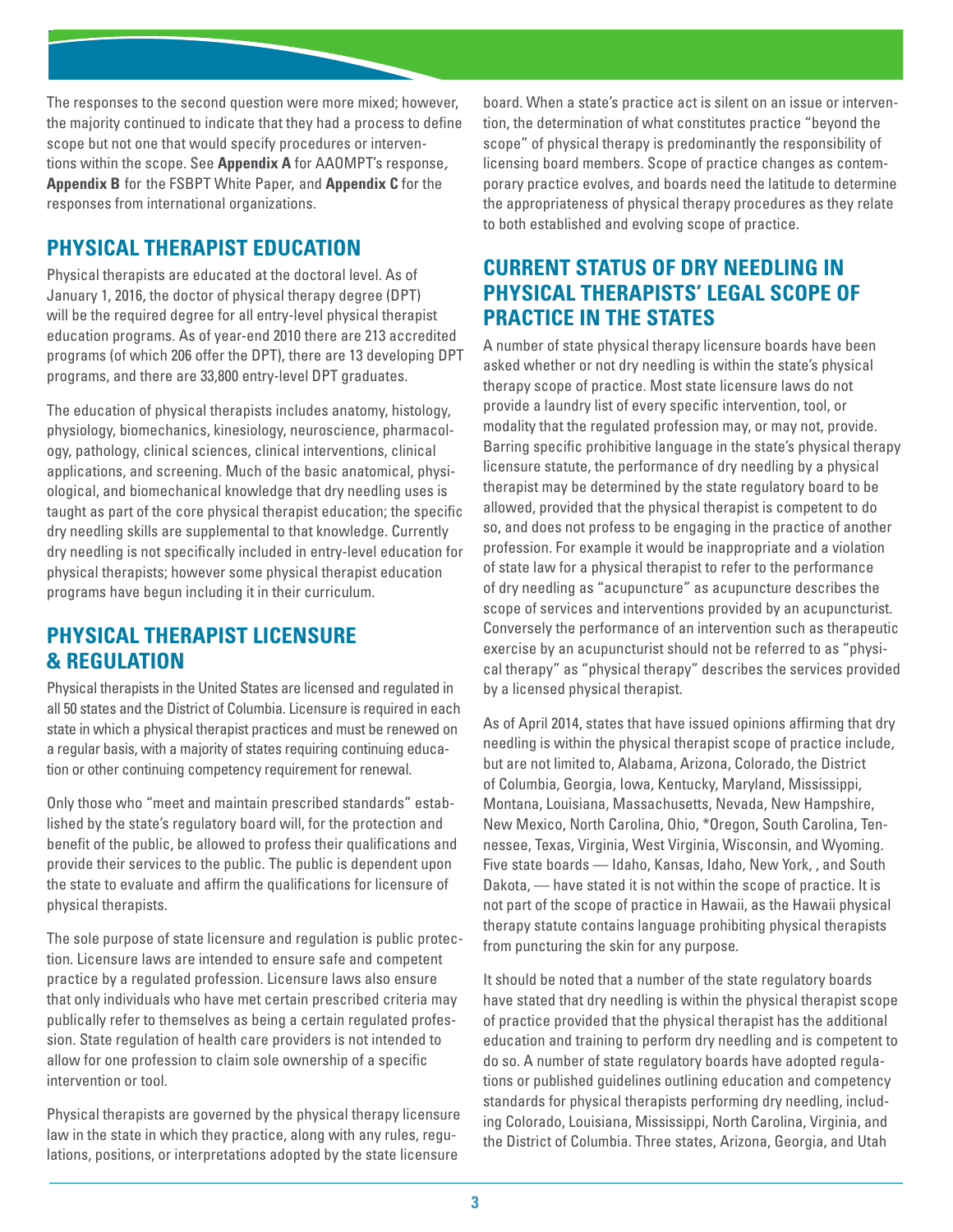The responses to the second question were more mixed; however, the majority continued to indicate that they had a process to define scope but not one that would specify procedures or interventions within the scope. See **Appendix A** for AAOMPT's response*,* **Appendix B** for the FSBPT White Paper, and **Appendix C** for the responses from international organizations.

## PHYSICAL THERAPIST EDUCATION

Physical therapists are educated at the doctoral level. As of January 1, 2016, the doctor of physical therapy degree (DPT) will be the required degree for all entry-level physical therapist education programs. As of year-end 2010 there are 213 accredited programs (of which 206 offer the DPT), there are 13 developing DPT programs, and there are 33,800 entry-level DPT graduates.

The education of physical therapists includes anatomy, histology, physiology, biomechanics, kinesiology, neuroscience, pharmacology, pathology, clinical sciences, clinical interventions, clinical applications, and screening. Much of the basic anatomical, physiological, and biomechanical knowledge that dry needling uses is taught as part of the core physical therapist education; the specific dry needling skills are supplemental to that knowledge. Currently dry needling is not specifically included in entry-level education for physical therapists; however some physical therapist education programs have begun including it in their curriculum.

## PHYSICAL THERAPIST LICENSURE & REGULATION

Physical therapists in the United States are licensed and regulated in all 50 states and the District of Columbia. Licensure is required in each state in which a physical therapist practices and must be renewed on a regular basis, with a majority of states requiring continuing education or other continuing competency requirement for renewal.

Only those who "meet and maintain prescribed standards" established by the state's regulatory board will, for the protection and benefit of the public, be allowed to profess their qualifications and provide their services to the public. The public is dependent upon the state to evaluate and affirm the qualifications for licensure of physical therapists.

The sole purpose of state licensure and regulation is public protection. Licensure laws are intended to ensure safe and competent practice by a regulated profession. Licensure laws also ensure that only individuals who have met certain prescribed criteria may publically refer to themselves as being a certain regulated profession. State regulation of health care providers is not intended to allow for one profession to claim sole ownership of a specific intervention or tool.

Physical therapists are governed by the physical therapy licensure law in the state in which they practice, along with any rules, regulations, positions, or interpretations adopted by the state licensure board. When a state's practice act is silent on an issue or intervention, the determination of what constitutes practice "beyond the scope" of physical therapy is predominantly the responsibility of licensing board members. Scope of practice changes as contemporary practice evolves, and boards need the latitude to determine the appropriateness of physical therapy procedures as they relate to both established and evolving scope of practice.

## CURRENT STATUS OF DRY NEEDLING IN PHYSICAL THERAPISTS' LEGAL SCOPE OF PRACTICE IN THE STATES

A number of state physical therapy licensure boards have been asked whether or not dry needling is within the state's physical therapy scope of practice. Most state licensure laws do not provide a laundry list of every specific intervention, tool, or modality that the regulated profession may, or may not, provide. Barring specific prohibitive language in the state's physical therapy licensure statute, the performance of dry needling by a physical therapist may be determined by the state regulatory board to be allowed, provided that the physical therapist is competent to do so, and does not profess to be engaging in the practice of another profession. For example it would be inappropriate and a violation of state law for a physical therapist to refer to the performance of dry needling as "acupuncture" as acupuncture describes the scope of services and interventions provided by an acupuncturist. Conversely the performance of an intervention such as therapeutic exercise by an acupuncturist should not be referred to as "physical therapy" as "physical therapy" describes the services provided by a licensed physical therapist.

As of April 2014, states that have issued opinions affirming that dry needling is within the physical therapist scope of practice include, but are not limited to, Alabama, Arizona, Colorado, the District of Columbia, Georgia, Iowa, Kentucky, Maryland, Mississippi, Montana, Louisiana, Massachusetts, Nevada, New Hampshire, New Mexico, North Carolina, Ohio, *Oregon, South Carolina, Tennessee, Texas, Virginia, West Virginia, Wisconsin, and Wyoming. Five state boards — Idaho, Kansas, Idaho, New York, , and South Dakota, — have stated it is not within the scope of practice. It is not part of the scope of practice in Hawaii, as the Hawaii physical therapy statute contains language prohibiting physical therapists from puncturing the skin for any purpose.

It should be noted that a number of the state regulatory boards have stated that dry needling is within the physical therapist scope of practice provided that the physical therapist has the additional education and training to perform dry needling and is competent to do so. A number of state regulatory boards have adopted regulations or published guidelines outlining education and competency standards for physical therapists performing dry needling, including Colorado, Louisiana, Mississippi, North Carolina, Virginia, and the District of Columbia. Three states, Arizona, Georgia, and Utah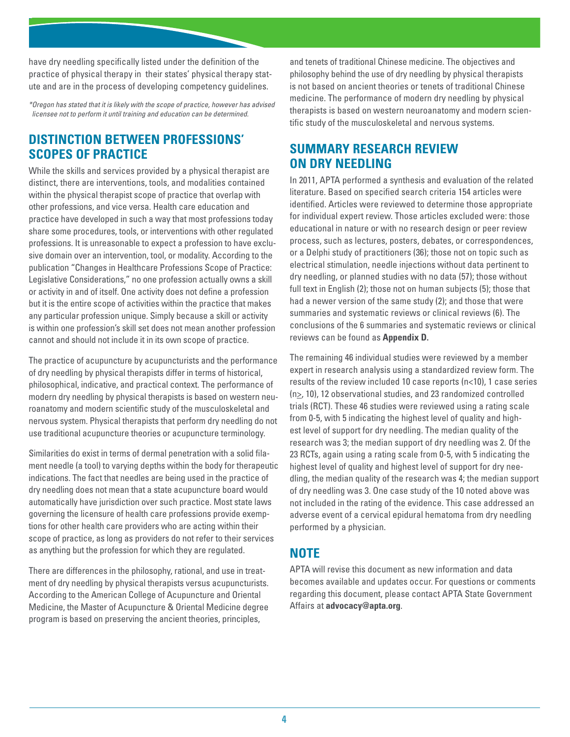have dry needling specifically listed under the definition of the practice of physical therapy in their states' physical therapy statute and are in the process of developing competency guidelines.

*\*Oregon has stated that it is likely with the scope of practice, however has advised licensee not to perform it until training and education can be determined.*

## DISTINCTION BETWEEN PROFESSIONS' SCOPES OF PRACTICE

While the skills and services provided by a physical therapist are distinct, there are interventions, tools, and modalities contained within the physical therapist scope of practice that overlap with other professions, and vice versa. Health care education and practice have developed in such a way that most professions today share some procedures, tools, or interventions with other regulated professions. It is unreasonable to expect a profession to have exclusive domain over an intervention, tool, or modality. According to the publication "Changes in Healthcare Professions Scope of Practice: Legislative Considerations," no one profession actually owns a skill or activity in and of itself. One activity does not define a profession but it is the entire scope of activities within the practice that makes any particular profession unique. Simply because a skill or activity is within one profession's skill set does not mean another profession cannot and should not include it in its own scope of practice.

The practice of acupuncture by acupuncturists and the performance of dry needling by physical therapists differ in terms of historical, philosophical, indicative, and practical context. The performance of modern dry needling by physical therapists is based on western neuroanatomy and modern scientific study of the musculoskeletal and nervous system. Physical therapists that perform dry needling do not use traditional acupuncture theories or acupuncture terminology.

Similarities do exist in terms of dermal penetration with a solid filament needle (a tool) to varying depths within the body for therapeutic indications. The fact that needles are being used in the practice of dry needling does not mean that a state acupuncture board would automatically have jurisdiction over such practice. Most state laws governing the licensure of health care professions provide exemptions for other health care providers who are acting within their scope of practice, as long as providers do not refer to their services as anything but the profession for which they are regulated.

There are differences in the philosophy, rational, and use in treatment of dry needling by physical therapists versus acupuncturists. According to the American College of Acupuncture and Oriental Medicine, the Master of Acupuncture & Oriental Medicine degree program is based on preserving the ancient theories, principles, and tenets of traditional Chinese medicine. The objectives and philosophy behind the use of dry needling by physical therapists is not based on ancient theories or tenets of traditional Chinese medicine. The performance of modern dry needling by physical therapists is based on western neuroanatomy and modern scientific study of the musculoskeletal and nervous systems.

## SUMMARY RESEARCH REVIEW ON DRY NEEDLING

In 2011, APTA performed a synthesis and evaluation of the related literature. Based on specified search criteria 154 articles were identified. Articles were reviewed to determine those appropriate for individual expert review. Those articles excluded were: those educational in nature or with no research design or peer review process, such as lectures, posters, debates, or correspondences, or a Delphi study of practitioners (36); those not on topic such as electrical stimulation, needle injections without data pertinent to dry needling, or planned studies with no data (57); those without full text in English (2); those not on human subjects (5); those that had a newer version of the same study (2); and those that were summaries and systematic reviews or clinical reviews (6). The conclusions of the 6 summaries and systematic reviews or clinical reviews can be found as **Appendix D.**

The remaining 46 individual studies were reviewed by a member expert in research analysis using a standardized review form. The results of the review included 10 case reports ($n<10$), 1 case series ($n \geq 10$), 12 observational studies, and 23 randomized controlled trials (RCT). These 46 studies were reviewed using a rating scale from 0-5, with 5 indicating the highest level of quality and highest level of support for dry needling. The median quality of the research was 3; the median support of dry needling was 2. Of the 23 RCTs, again using a rating scale from 0-5, with 5 indicating the highest level of quality and highest level of support for dry needling, the median quality of the research was 4; the median support of dry needling was 3. One case study of the 10 noted above was not included in the rating of the evidence. This case addressed an adverse event of a cervical epidural hematoma from dry needling performed by a physician.

## NOTE

APTA will revise this document as new information and data becomes available and updates occur. For questions or comments regarding this document, please contact APTA State Government Affairs at **advocacy@apta.org**.